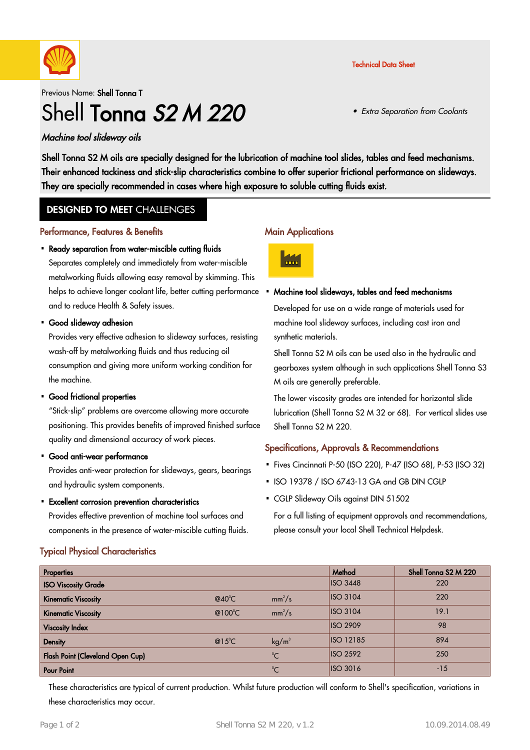Technical Data Sheet

Previous Name: **Shell Tonna T**

# Shell **Tonna** ***S2 M 220***

- *Extra Separation from Coolants*

*Machine tool slideway oils*

**Shell Tonna S2 M oils are specially designed for the lubrication of machine tool slides, tables and feed mechanisms. Their enhanced tackiness and stick-slip characteristics combine to offer superior frictional performance on slideways. They are specially recommended in cases where high exposure to soluble cutting fluids exist.**

## DESIGNED TO MEET CHALLENGES

### Performance, Features & Benefits

- **Ready separation from water-miscible cutting fluids**

  Separates completely and immediately from water-miscible metalworking fluids allowing easy removal by skimming. This helps to achieve longer coolant life, better cutting performance and to reduce Health & Safety issues.

- **Good slideway adhesion**

  Provides very effective adhesion to slideway surfaces, resisting wash-off by metalworking fluids and thus reducing oil consumption and giving more uniform working condition for the machine.

- **Good frictional properties**

  "Stick-slip" problems are overcome allowing more accurate positioning. This provides benefits of improved finished surface quality and dimensional accuracy of work pieces.

- **Good anti-wear performance**

  Provides anti-wear protection for slideways, gears, bearings and hydraulic system components.

- **Excellent corrosion prevention characteristics**

  Provides effective prevention of machine tool surfaces and components in the presence of water-miscible cutting fluids.

### Main Applications

- **Machine tool slideways, tables and feed mechanisms**

  Developed for use on a wide range of materials used for machine tool slideway surfaces, including cast iron and synthetic materials.

  Shell Tonna S2 M oils can be used also in the hydraulic and gearboxes system although in such applications Shell Tonna S3 M oils are generally preferable.

  The lower viscosity grades are intended for horizontal slide lubrication (Shell Tonna S2 M 32 or 68). For vertical slides use Shell Tonna S2 M 220.

### Specifications, Approvals & Recommendations

- Fives Cincinnati P-50 (ISO 220), P-47 (ISO 68), P-53 (ISO 32)
- ISO 19378 / ISO 6743-13 GA and GB DIN CGLP
- CGLP Slideway Oils against DIN 51502

For a full listing of equipment approvals and recommendations, please consult your local Shell Technical Helpdesk.

### Typical Physical Characteristics

| Properties | | | Method | Shell Tonna S2 M 220 |
|---|---|---|---|---|
| ISO Viscosity Grade | | | ISO 3448 | 220 |
| Kinematic Viscosity | @40°C | $mm^2/s$ | ISO 3104 | 220 |
| Kinematic Viscosity | @100°C | $mm^2/s$ | ISO 3104 | 19.1 |
| Viscosity Index | | | ISO 2909 | 98 |
| Density | @15°C | $kg/m^3$ | ISO 12185 | 894 |
| Flash Point (Cleveland Open Cup) | | °C | ISO 2592 | 250 |
| Pour Point | | °C | ISO 3016 | -15 |

These characteristics are typical of current production. Whilst future production will conform to Shell's specification, variations in these characteristics may occur.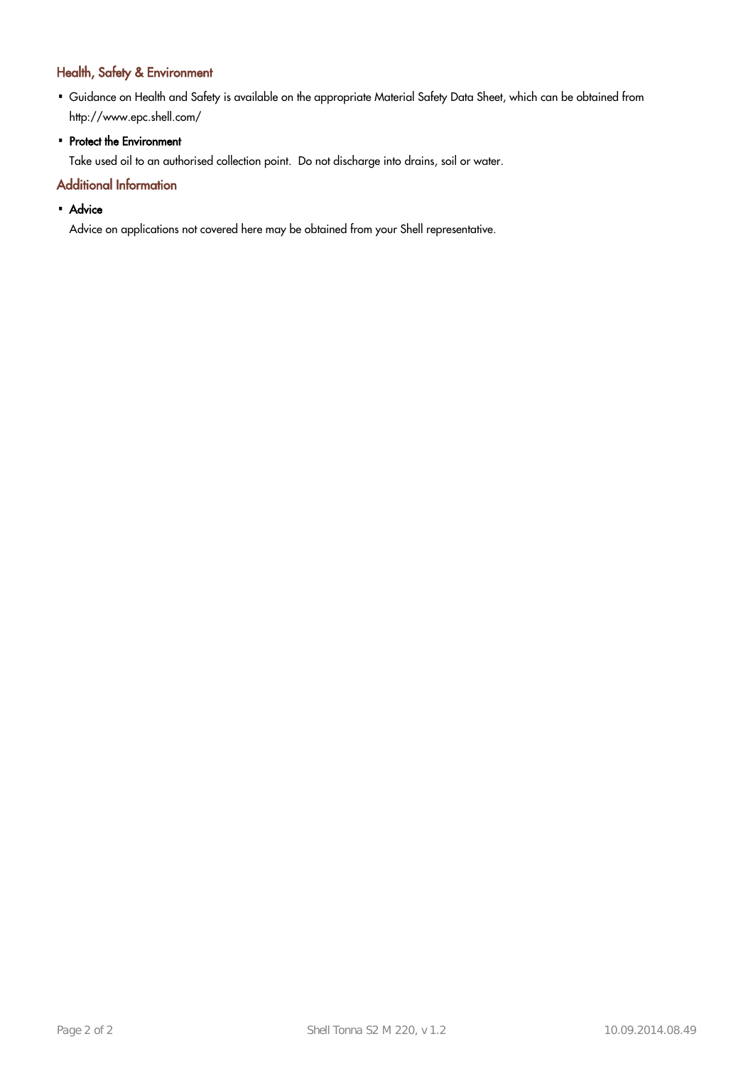## Health, Safety & Environment

- Guidance on Health and Safety is available on the appropriate Material Safety Data Sheet, which can be obtained from http://www.epc.shell.com/
- **Protect the Environment**

  Take used oil to an authorised collection point. Do not discharge into drains, soil or water.

## Additional Information

- **Advice**

  Advice on applications not covered here may be obtained from your Shell representative.